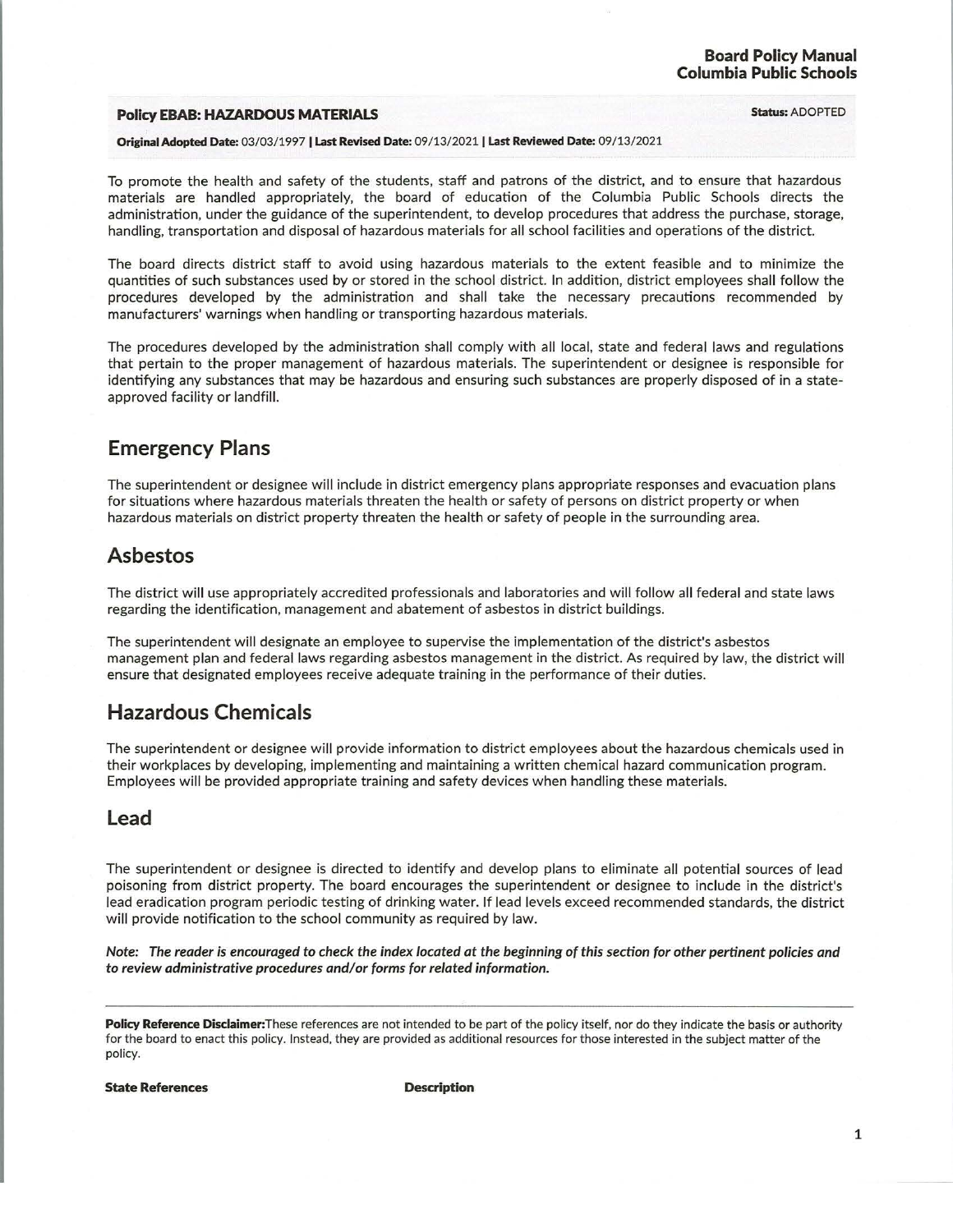**Board Policy Manual**
**Columbia Public Schools**

**Policy EBAB: HAZARDOUS MATERIALS** **Status:** ADOPTED

**Original Adopted Date:** 03/03/1997 | **Last Revised Date:** 09/13/2021 | **Last Reviewed Date:** 09/13/2021

To promote the health and safety of the students, staff and patrons of the district, and to ensure that hazardous materials are handled appropriately, the board of education of the Columbia Public Schools directs the administration, under the guidance of the superintendent, to develop procedures that address the purchase, storage, handling, transportation and disposal of hazardous materials for all school facilities and operations of the district.

The board directs district staff to avoid using hazardous materials to the extent feasible and to minimize the quantities of such substances used by or stored in the school district. In addition, district employees shall follow the procedures developed by the administration and shall take the necessary precautions recommended by manufacturers' warnings when handling or transporting hazardous materials.

The procedures developed by the administration shall comply with all local, state and federal laws and regulations that pertain to the proper management of hazardous materials. The superintendent or designee is responsible for identifying any substances that may be hazardous and ensuring such substances are properly disposed of in a state-approved facility or landfill.

## Emergency Plans

The superintendent or designee will include in district emergency plans appropriate responses and evacuation plans for situations where hazardous materials threaten the health or safety of persons on district property or when hazardous materials on district property threaten the health or safety of people in the surrounding area.

## Asbestos

The district will use appropriately accredited professionals and laboratories and will follow all federal and state laws regarding the identification, management and abatement of asbestos in district buildings.

The superintendent will designate an employee to supervise the implementation of the district's asbestos management plan and federal laws regarding asbestos management in the district. As required by law, the district will ensure that designated employees receive adequate training in the performance of their duties.

## Hazardous Chemicals

The superintendent or designee will provide information to district employees about the hazardous chemicals used in their workplaces by developing, implementing and maintaining a written chemical hazard communication program. Employees will be provided appropriate training and safety devices when handling these materials.

## Lead

The superintendent or designee is directed to identify and develop plans to eliminate all potential sources of lead poisoning from district property. The board encourages the superintendent or designee to include in the district's lead eradication program periodic testing of drinking water. If lead levels exceed recommended standards, the district will provide notification to the school community as required by law.

***Note: The reader is encouraged to check the index located at the beginning of this section for other pertinent policies and to review administrative procedures and/or forms for related information.***

---

**Policy Reference Disclaimer:** These references are not intended to be part of the policy itself, nor do they indicate the basis or authority for the board to enact this policy. Instead, they are provided as additional resources for those interested in the subject matter of the policy.

| **State References** | **Description** |
| --- | --- |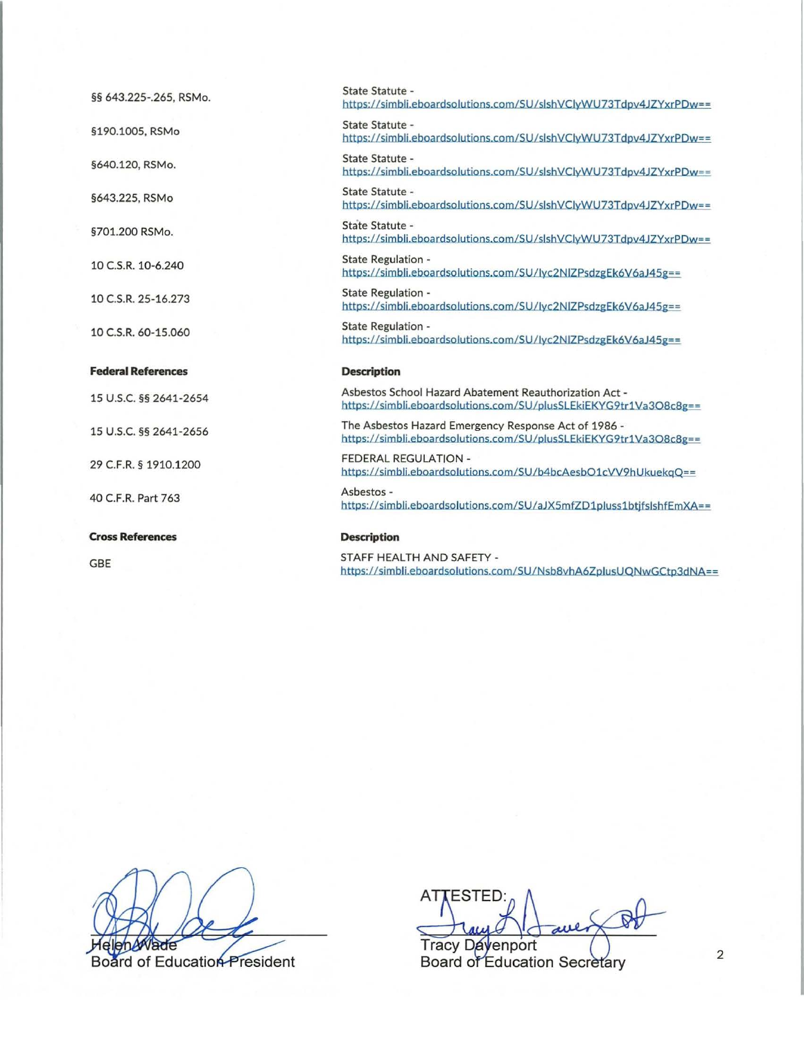| | |
|---|---|
| §§ 643.225-.265, RSMo. | State Statute - https://simbli.eboardsolutions.com/SU/slshVClyWU73Tdpv4JZYxrPDw== |
| §190.1005, RSMo | State Statute - https://simbli.eboardsolutions.com/SU/slshVClyWU73Tdpv4JZYxrPDw== |
| §640.120, RSMo. | State Statute - https://simbli.eboardsolutions.com/SU/slshVClyWU73Tdpv4JZYxrPDw== |
| §643.225, RSMo | State Statute - https://simbli.eboardsolutions.com/SU/slshVClyWU73Tdpv4JZYxrPDw== |
| §701.200 RSMo. | State Statute - https://simbli.eboardsolutions.com/SU/slshVClyWU73Tdpv4JZYxrPDw== |
| 10 C.S.R. 10-6.240 | State Regulation - https://simbli.eboardsolutions.com/SU/lyc2NlZPsdzgEk6V6aJ45g== |
| 10 C.S.R. 25-16.273 | State Regulation - https://simbli.eboardsolutions.com/SU/lyc2NlZPsdzgEk6V6aJ45g== |
| 10 C.S.R. 60-15.060 | State Regulation - https://simbli.eboardsolutions.com/SU/lyc2NlZPsdzgEk6V6aJ45g== |

| **Federal References** | **Description** |
|---|---|
| 15 U.S.C. §§ 2641-2654 | Asbestos School Hazard Abatement Reauthorization Act - https://simbli.eboardsolutions.com/SU/plusSLEkiEKYG9tr1Va3O8c8g== |
| 15 U.S.C. §§ 2641-2656 | The Asbestos Hazard Emergency Response Act of 1986 - https://simbli.eboardsolutions.com/SU/plusSLEkiEKYG9tr1Va3O8c8g== |
| 29 C.F.R. § 1910.1200 | FEDERAL REGULATION - https://simbli.eboardsolutions.com/SU/b4bcAesbO1cVV9hUkuekqQ== |
| 40 C.F.R. Part 763 | Asbestos - https://simbli.eboardsolutions.com/SU/aJX5mfZD1pluss1btjfslshfEmXA== |

| **Cross References** | **Description** |
|---|---|
| GBE | STAFF HEALTH AND SAFETY - https://simbli.eboardsolutions.com/SU/Nsb8vhA6ZplusUQNwGCtp3dNA== |

Helen Wade
Board of Education President

ATTESTED:
Tracy Davenport
Board of Education Secretary